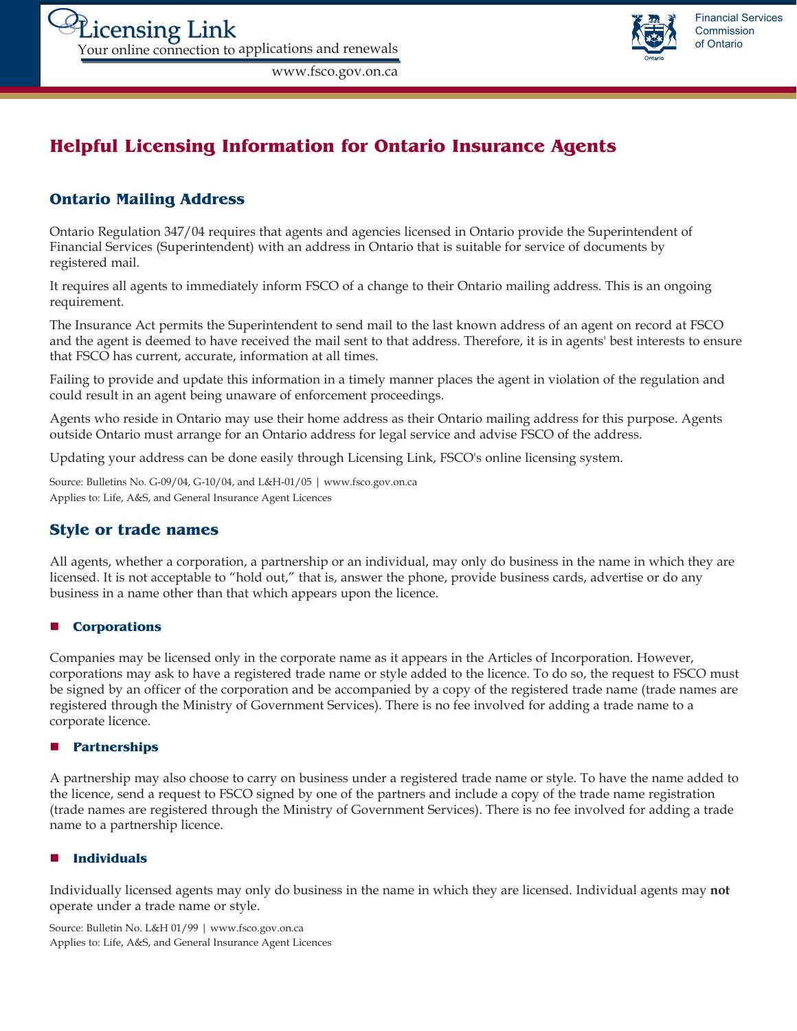Licensing Link
Your online connection to applications and renewals
www.fsco.gov.on.ca

Financial Services Commission of Ontario

# Helpful Licensing Information for Ontario Insurance Agents

## Ontario Mailing Address

Ontario Regulation 347/04 requires that agents and agencies licensed in Ontario provide the Superintendent of Financial Services (Superintendent) with an address in Ontario that is suitable for service of documents by registered mail.

It requires all agents to immediately inform FSCO of a change to their Ontario mailing address. This is an ongoing requirement.

The Insurance Act permits the Superintendent to send mail to the last known address of an agent on record at FSCO and the agent is deemed to have received the mail sent to that address. Therefore, it is in agents' best interests to ensure that FSCO has current, accurate, information at all times.

Failing to provide and update this information in a timely manner places the agent in violation of the regulation and could result in an agent being unaware of enforcement proceedings.

Agents who reside in Ontario may use their home address as their Ontario mailing address for this purpose. Agents outside Ontario must arrange for an Ontario address for legal service and advise FSCO of the address.

Updating your address can be done easily through Licensing Link, FSCO's online licensing system.

Source: Bulletins No. G-09/04, G-10/04, and L&H-01/05 | www.fsco.gov.on.ca
Applies to: Life, A&S, and General Insurance Agent Licences

## Style or trade names

All agents, whether a corporation, a partnership or an individual, may only do business in the name in which they are licensed. It is not acceptable to "hold out," that is, answer the phone, provide business cards, advertise or do any business in a name other than that which appears upon the licence.

### Corporations

Companies may be licensed only in the corporate name as it appears in the Articles of Incorporation. However, corporations may ask to have a registered trade name or style added to the licence. To do so, the request to FSCO must be signed by an officer of the corporation and be accompanied by a copy of the registered trade name (trade names are registered through the Ministry of Government Services). There is no fee involved for adding a trade name to a corporate licence.

### Partnerships

A partnership may also choose to carry on business under a registered trade name or style. To have the name added to the licence, send a request to FSCO signed by one of the partners and include a copy of the trade name registration (trade names are registered through the Ministry of Government Services). There is no fee involved for adding a trade name to a partnership licence.

### Individuals

Individually licensed agents may only do business in the name in which they are licensed. Individual agents may **not** operate under a trade name or style.

Source: Bulletin No. L&H 01/99 | www.fsco.gov.on.ca
Applies to: Life, A&S, and General Insurance Agent Licences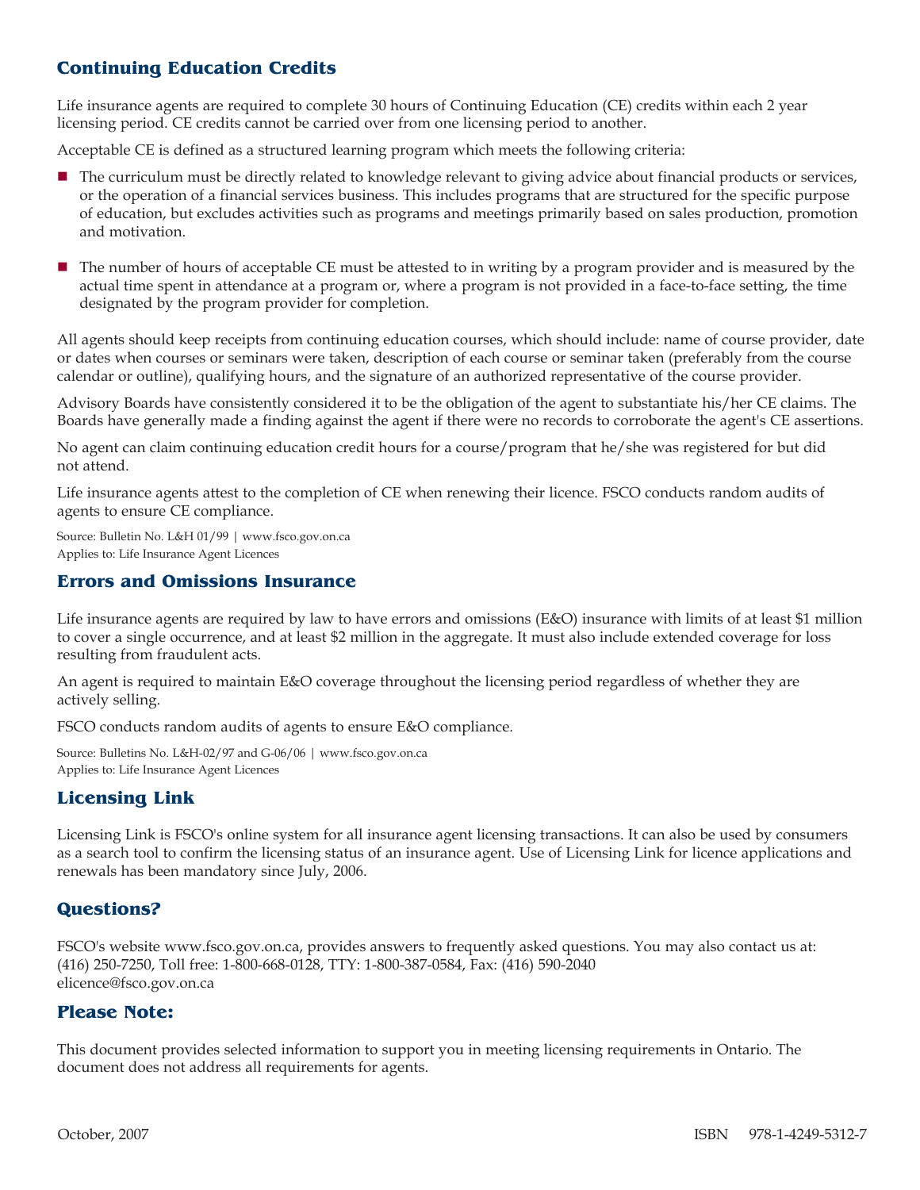## Continuing Education Credits

Life insurance agents are required to complete 30 hours of Continuing Education (CE) credits within each 2 year licensing period. CE credits cannot be carried over from one licensing period to another.

Acceptable CE is defined as a structured learning program which meets the following criteria:

- The curriculum must be directly related to knowledge relevant to giving advice about financial products or services, or the operation of a financial services business. This includes programs that are structured for the specific purpose of education, but excludes activities such as programs and meetings primarily based on sales production, promotion and motivation.
- The number of hours of acceptable CE must be attested to in writing by a program provider and is measured by the actual time spent in attendance at a program or, where a program is not provided in a face-to-face setting, the time designated by the program provider for completion.

All agents should keep receipts from continuing education courses, which should include: name of course provider, date or dates when courses or seminars were taken, description of each course or seminar taken (preferably from the course calendar or outline), qualifying hours, and the signature of an authorized representative of the course provider.

Advisory Boards have consistently considered it to be the obligation of the agent to substantiate his/her CE claims. The Boards have generally made a finding against the agent if there were no records to corroborate the agent's CE assertions.

No agent can claim continuing education credit hours for a course/program that he/she was registered for but did not attend.

Life insurance agents attest to the completion of CE when renewing their licence. FSCO conducts random audits of agents to ensure CE compliance.

Source: Bulletin No. L&H 01/99 | www.fsco.gov.on.ca
Applies to: Life Insurance Agent Licences

## Errors and Omissions Insurance

Life insurance agents are required by law to have errors and omissions (E&O) insurance with limits of at least $1 million to cover a single occurrence, and at least $2 million in the aggregate. It must also include extended coverage for loss resulting from fraudulent acts.

An agent is required to maintain E&O coverage throughout the licensing period regardless of whether they are actively selling.

FSCO conducts random audits of agents to ensure E&O compliance.

Source: Bulletins No. L&H-02/97 and G-06/06 | www.fsco.gov.on.ca
Applies to: Life Insurance Agent Licences

## Licensing Link

Licensing Link is FSCO's online system for all insurance agent licensing transactions. It can also be used by consumers as a search tool to confirm the licensing status of an insurance agent. Use of Licensing Link for licence applications and renewals has been mandatory since July, 2006.

## Questions?

FSCO's website www.fsco.gov.on.ca, provides answers to frequently asked questions. You may also contact us at:
(416) 250-7250, Toll free: 1-800-668-0128, TTY: 1-800-387-0584, Fax: (416) 590-2040
elicence@fsco.gov.on.ca

## Please Note:

This document provides selected information to support you in meeting licensing requirements in Ontario. The document does not address all requirements for agents.

October, 2007

ISBN 978-1-4249-5312-7